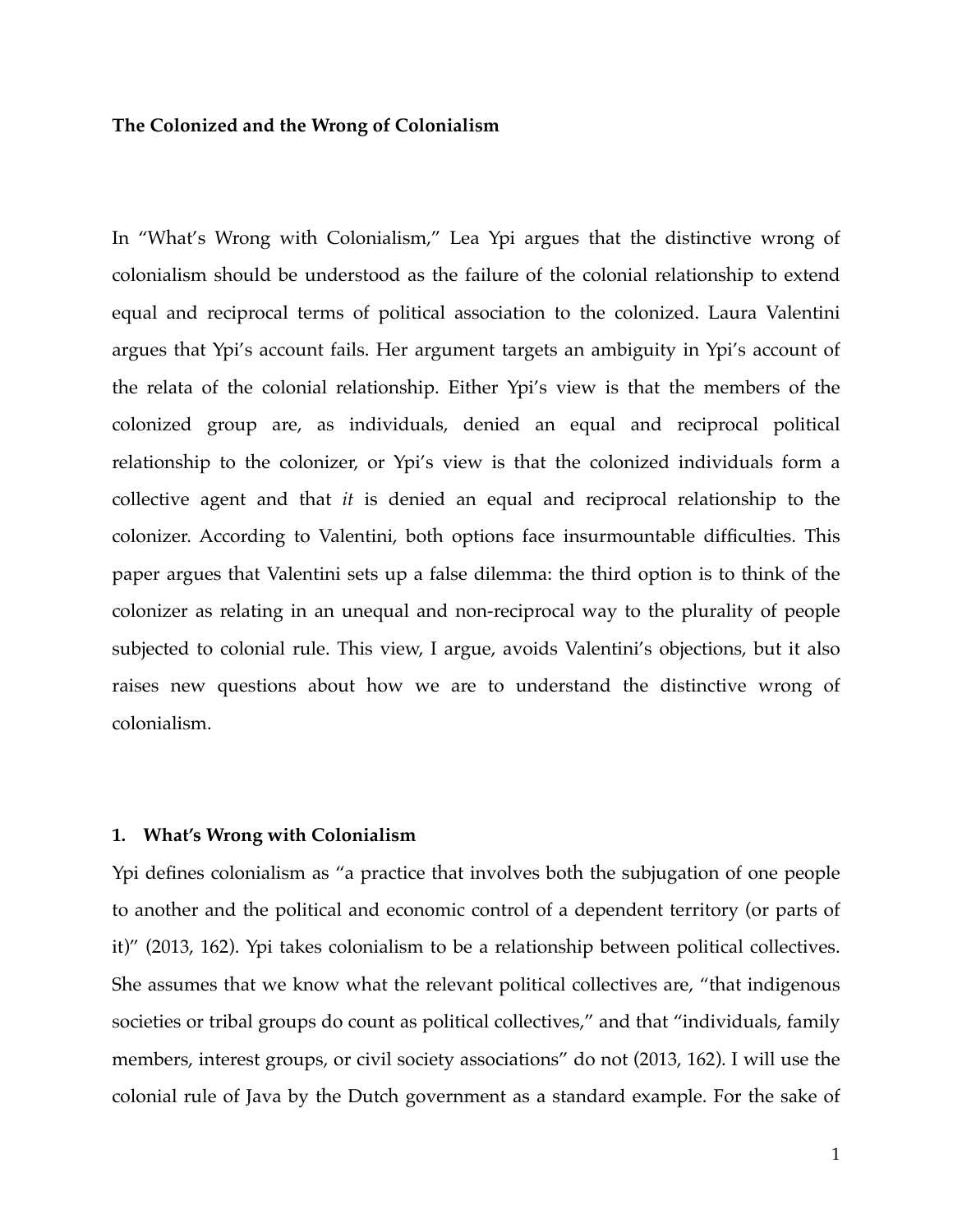**The Colonized and the Wrong of Colonialism**

In "What's Wrong with Colonialism," Lea Ypi argues that the distinctive wrong of colonialism should be understood as the failure of the colonial relationship to extend equal and reciprocal terms of political association to the colonized. Laura Valentini argues that Ypi's account fails. Her argument targets an ambiguity in Ypi's account of the relata of the colonial relationship. Either Ypi's view is that the members of the colonized group are, as individuals, denied an equal and reciprocal political relationship to the colonizer, or Ypi's view is that the colonized individuals form a collective agent and that *it* is denied an equal and reciprocal relationship to the colonizer. According to Valentini, both options face insurmountable difficulties. This paper argues that Valentini sets up a false dilemma: the third option is to think of the colonizer as relating in an unequal and non-reciprocal way to the plurality of people subjected to colonial rule. This view, I argue, avoids Valentini's objections, but it also raises new questions about how we are to understand the distinctive wrong of colonialism.

## 1. What's Wrong with Colonialism

Ypi defines colonialism as "a practice that involves both the subjugation of one people to another and the political and economic control of a dependent territory (or parts of it)" (2013, 162). Ypi takes colonialism to be a relationship between political collectives. She assumes that we know what the relevant political collectives are, "that indigenous societies or tribal groups do count as political collectives," and that "individuals, family members, interest groups, or civil society associations" do not (2013, 162). I will use the colonial rule of Java by the Dutch government as a standard example. For the sake of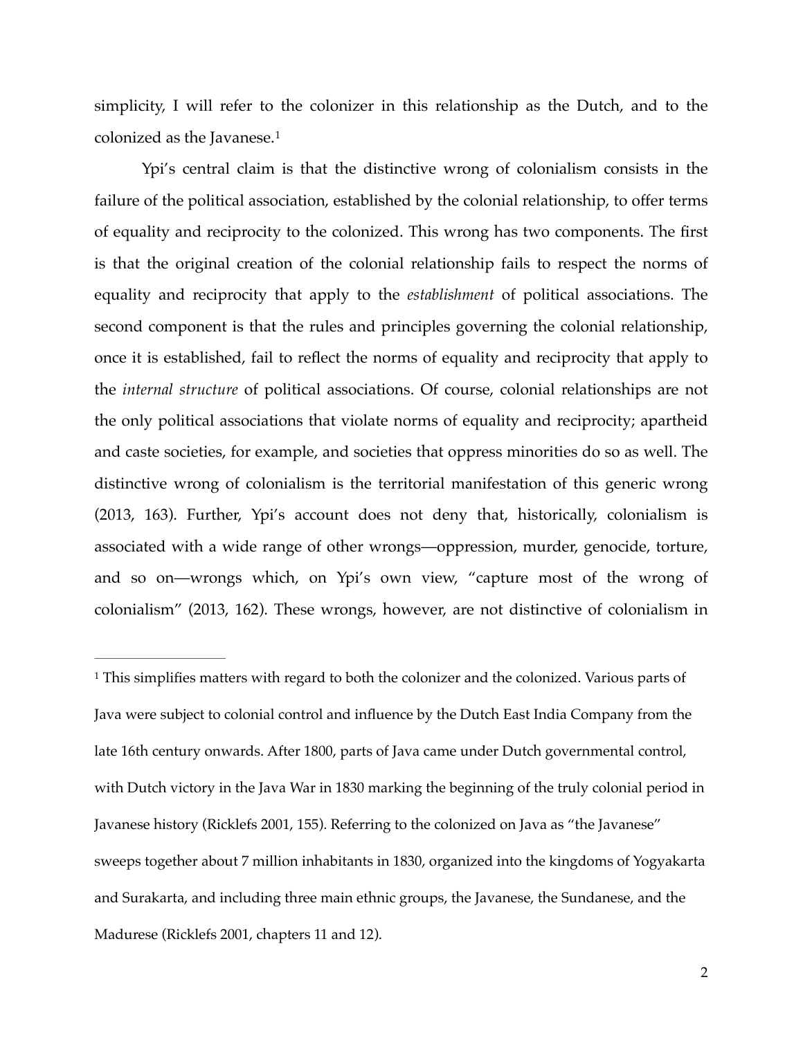simplicity, I will refer to the colonizer in this relationship as the Dutch, and to the colonized as the Javanese.[1]

Ypi's central claim is that the distinctive wrong of colonialism consists in the failure of the political association, established by the colonial relationship, to offer terms of equality and reciprocity to the colonized. This wrong has two components. The first is that the original creation of the colonial relationship fails to respect the norms of equality and reciprocity that apply to the *establishment* of political associations. The second component is that the rules and principles governing the colonial relationship, once it is established, fail to reflect the norms of equality and reciprocity that apply to the *internal structure* of political associations. Of course, colonial relationships are not the only political associations that violate norms of equality and reciprocity; apartheid and caste societies, for example, and societies that oppress minorities do so as well. The distinctive wrong of colonialism is the territorial manifestation of this generic wrong (2013, 163). Further, Ypi's account does not deny that, historically, colonialism is associated with a wide range of other wrongs—oppression, murder, genocide, torture, and so on—wrongs which, on Ypi's own view, "capture most of the wrong of colonialism" (2013, 162). These wrongs, however, are not distinctive of colonialism in

---

[1] This simplifies matters with regard to both the colonizer and the colonized. Various parts of Java were subject to colonial control and influence by the Dutch East India Company from the late 16th century onwards. After 1800, parts of Java came under Dutch governmental control, with Dutch victory in the Java War in 1830 marking the beginning of the truly colonial period in Javanese history (Ricklefs 2001, 155). Referring to the colonized on Java as "the Javanese" sweeps together about 7 million inhabitants in 1830, organized into the kingdoms of Yogyakarta and Surakarta, and including three main ethnic groups, the Javanese, the Sundanese, and the Madurese (Ricklefs 2001, chapters 11 and 12).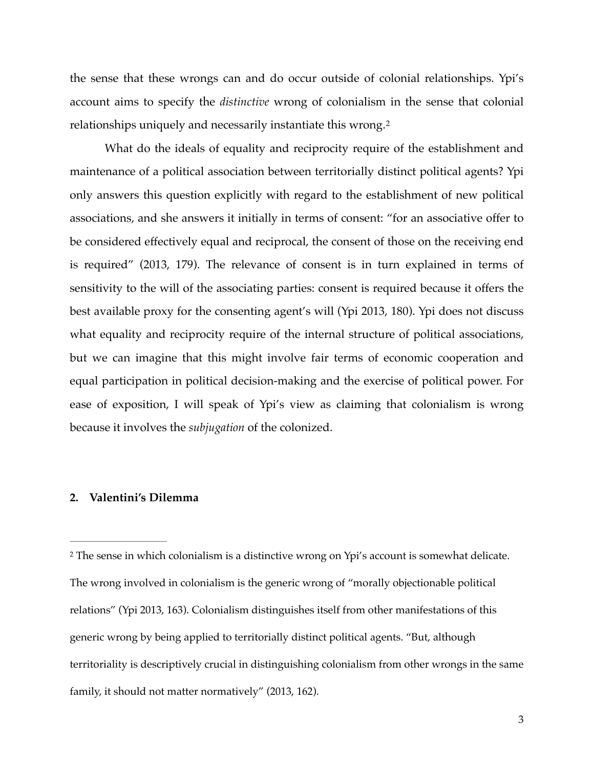the sense that these wrongs can and do occur outside of colonial relationships. Ypi's account aims to specify the *distinctive* wrong of colonialism in the sense that colonial relationships uniquely and necessarily instantiate this wrong.[2]

What do the ideals of equality and reciprocity require of the establishment and maintenance of a political association between territorially distinct political agents? Ypi only answers this question explicitly with regard to the establishment of new political associations, and she answers it initially in terms of consent: "for an associative offer to be considered effectively equal and reciprocal, the consent of those on the receiving end is required" (2013, 179). The relevance of consent is in turn explained in terms of sensitivity to the will of the associating parties: consent is required because it offers the best available proxy for the consenting agent's will (Ypi 2013, 180). Ypi does not discuss what equality and reciprocity require of the internal structure of political associations, but we can imagine that this might involve fair terms of economic cooperation and equal participation in political decision-making and the exercise of political power. For ease of exposition, I will speak of Ypi's view as claiming that colonialism is wrong because it involves the *subjugation* of the colonized.

## 2. Valentini's Dilemma

---

[2] The sense in which colonialism is a distinctive wrong on Ypi's account is somewhat delicate. The wrong involved in colonialism is the generic wrong of "morally objectionable political relations" (Ypi 2013, 163). Colonialism distinguishes itself from other manifestations of this generic wrong by being applied to territorially distinct political agents. "But, although territoriality is descriptively crucial in distinguishing colonialism from other wrongs in the same family, it should not matter normatively" (2013, 162).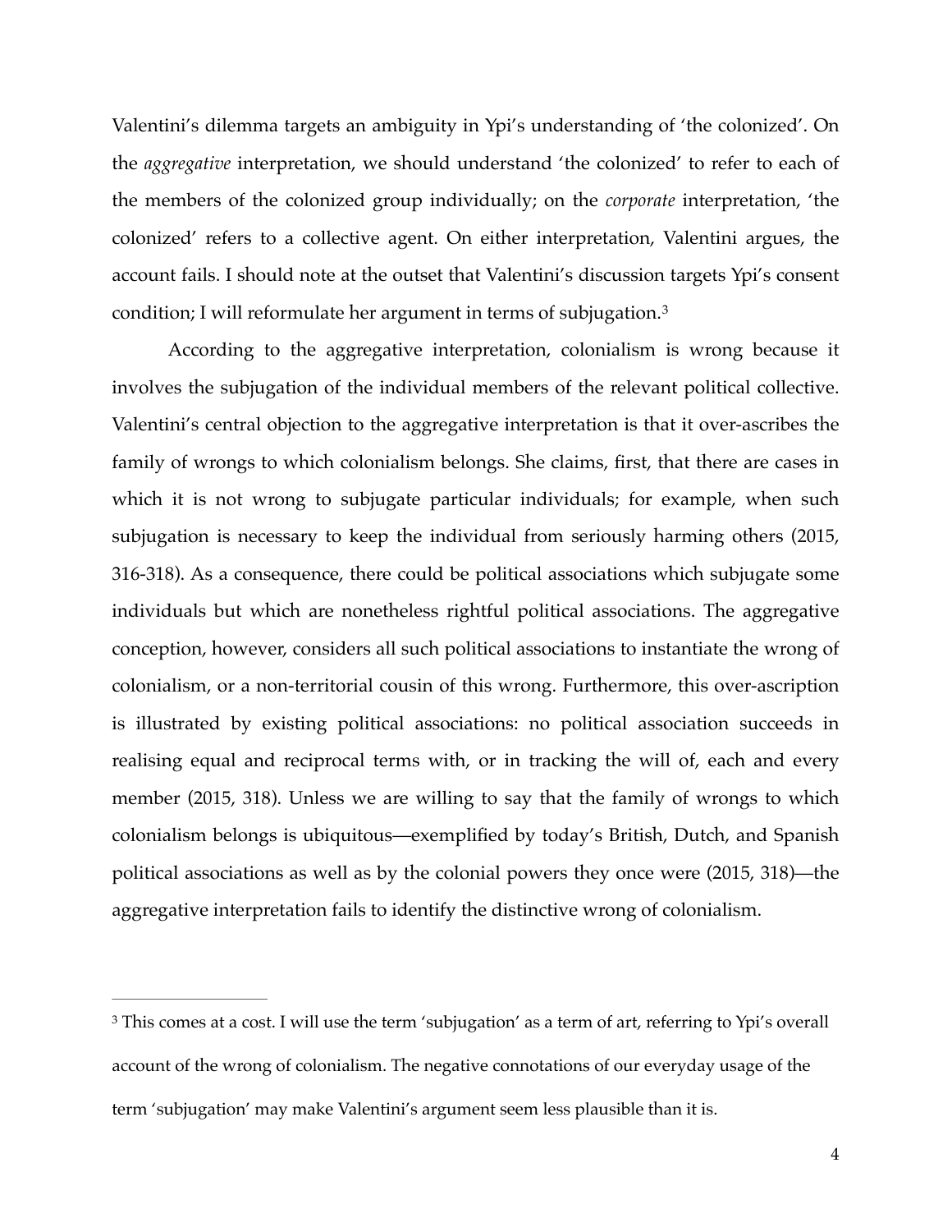Valentini's dilemma targets an ambiguity in Ypi's understanding of 'the colonized'. On the *aggregative* interpretation, we should understand 'the colonized' to refer to each of the members of the colonized group individually; on the *corporate* interpretation, 'the colonized' refers to a collective agent. On either interpretation, Valentini argues, the account fails. I should note at the outset that Valentini's discussion targets Ypi's consent condition; I will reformulate her argument in terms of subjugation.[3]

According to the aggregative interpretation, colonialism is wrong because it involves the subjugation of the individual members of the relevant political collective. Valentini's central objection to the aggregative interpretation is that it over-ascribes the family of wrongs to which colonialism belongs. She claims, first, that there are cases in which it is not wrong to subjugate particular individuals; for example, when such subjugation is necessary to keep the individual from seriously harming others (2015, 316-318). As a consequence, there could be political associations which subjugate some individuals but which are nonetheless rightful political associations. The aggregative conception, however, considers all such political associations to instantiate the wrong of colonialism, or a non-territorial cousin of this wrong. Furthermore, this over-ascription is illustrated by existing political associations: no political association succeeds in realising equal and reciprocal terms with, or in tracking the will of, each and every member (2015, 318). Unless we are willing to say that the family of wrongs to which colonialism belongs is ubiquitous—exemplified by today's British, Dutch, and Spanish political associations as well as by the colonial powers they once were (2015, 318)—the aggregative interpretation fails to identify the distinctive wrong of colonialism.

---

[3] This comes at a cost. I will use the term 'subjugation' as a term of art, referring to Ypi's overall account of the wrong of colonialism. The negative connotations of our everyday usage of the term 'subjugation' may make Valentini's argument seem less plausible than it is.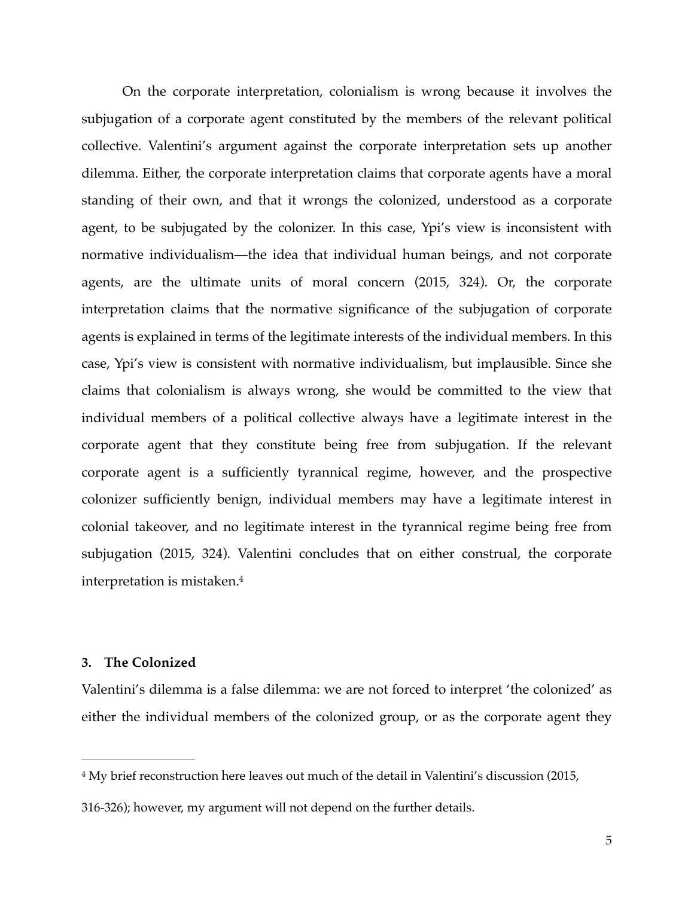On the corporate interpretation, colonialism is wrong because it involves the subjugation of a corporate agent constituted by the members of the relevant political collective. Valentini's argument against the corporate interpretation sets up another dilemma. Either, the corporate interpretation claims that corporate agents have a moral standing of their own, and that it wrongs the colonized, understood as a corporate agent, to be subjugated by the colonizer. In this case, Ypi's view is inconsistent with normative individualism—the idea that individual human beings, and not corporate agents, are the ultimate units of moral concern (2015, 324). Or, the corporate interpretation claims that the normative significance of the subjugation of corporate agents is explained in terms of the legitimate interests of the individual members. In this case, Ypi's view is consistent with normative individualism, but implausible. Since she claims that colonialism is always wrong, she would be committed to the view that individual members of a political collective always have a legitimate interest in the corporate agent that they constitute being free from subjugation. If the relevant corporate agent is a sufficiently tyrannical regime, however, and the prospective colonizer sufficiently benign, individual members may have a legitimate interest in colonial takeover, and no legitimate interest in the tyrannical regime being free from subjugation (2015, 324). Valentini concludes that on either construal, the corporate interpretation is mistaken.[4]

### 3. The Colonized

Valentini's dilemma is a false dilemma: we are not forced to interpret 'the colonized' as either the individual members of the colonized group, or as the corporate agent they

---

[4] My brief reconstruction here leaves out much of the detail in Valentini's discussion (2015, 316-326); however, my argument will not depend on the further details.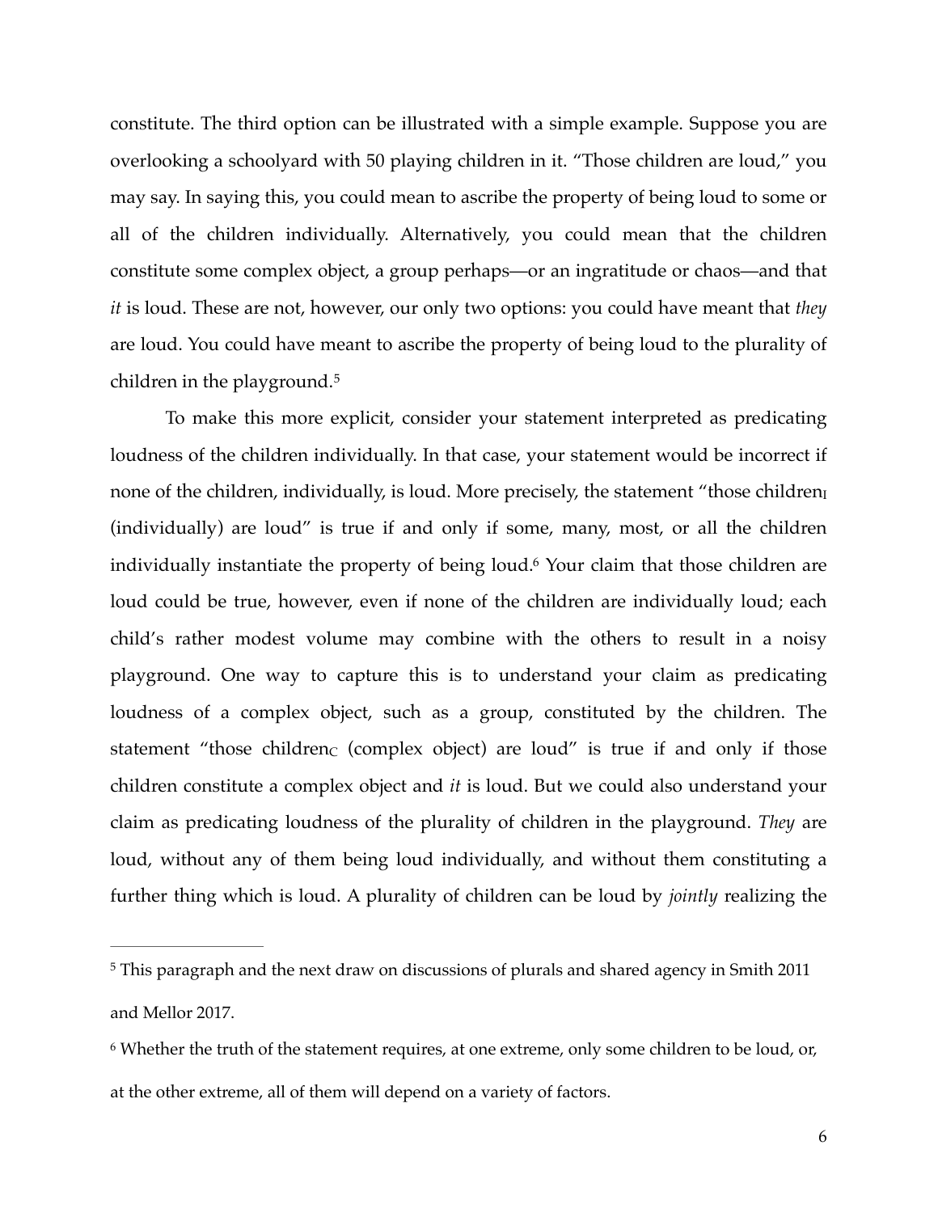constitute. The third option can be illustrated with a simple example. Suppose you are overlooking a schoolyard with 50 playing children in it. "Those children are loud," you may say. In saying this, you could mean to ascribe the property of being loud to some or all of the children individually. Alternatively, you could mean that the children constitute some complex object, a group perhaps—or an ingratitude or chaos—and that *it* is loud. These are not, however, our only two options: you could have meant that *they* are loud. You could have meant to ascribe the property of being loud to the plurality of children in the playground.[5]

To make this more explicit, consider your statement interpreted as predicating loudness of the children individually. In that case, your statement would be incorrect if none of the children, individually, is loud. More precisely, the statement "those $\text{children}_{\text{I}}$ (individually) are loud" is true if and only if some, many, most, or all the children individually instantiate the property of being loud.[6] Your claim that those children are loud could be true, however, even if none of the children are individually loud; each child's rather modest volume may combine with the others to result in a noisy playground. One way to capture this is to understand your claim as predicating loudness of a complex object, such as a group, constituted by the children. The statement "those $\text{children}_{\text{C}}$ (complex object) are loud" is true if and only if those children constitute a complex object and *it* is loud. But we could also understand your claim as predicating loudness of the plurality of children in the playground. *They* are loud, without any of them being loud individually, and without them constituting a further thing which is loud. A plurality of children can be loud by *jointly* realizing the

---

[5] This paragraph and the next draw on discussions of plurals and shared agency in Smith 2011 and Mellor 2017.

[6] Whether the truth of the statement requires, at one extreme, only some children to be loud, or, at the other extreme, all of them will depend on a variety of factors.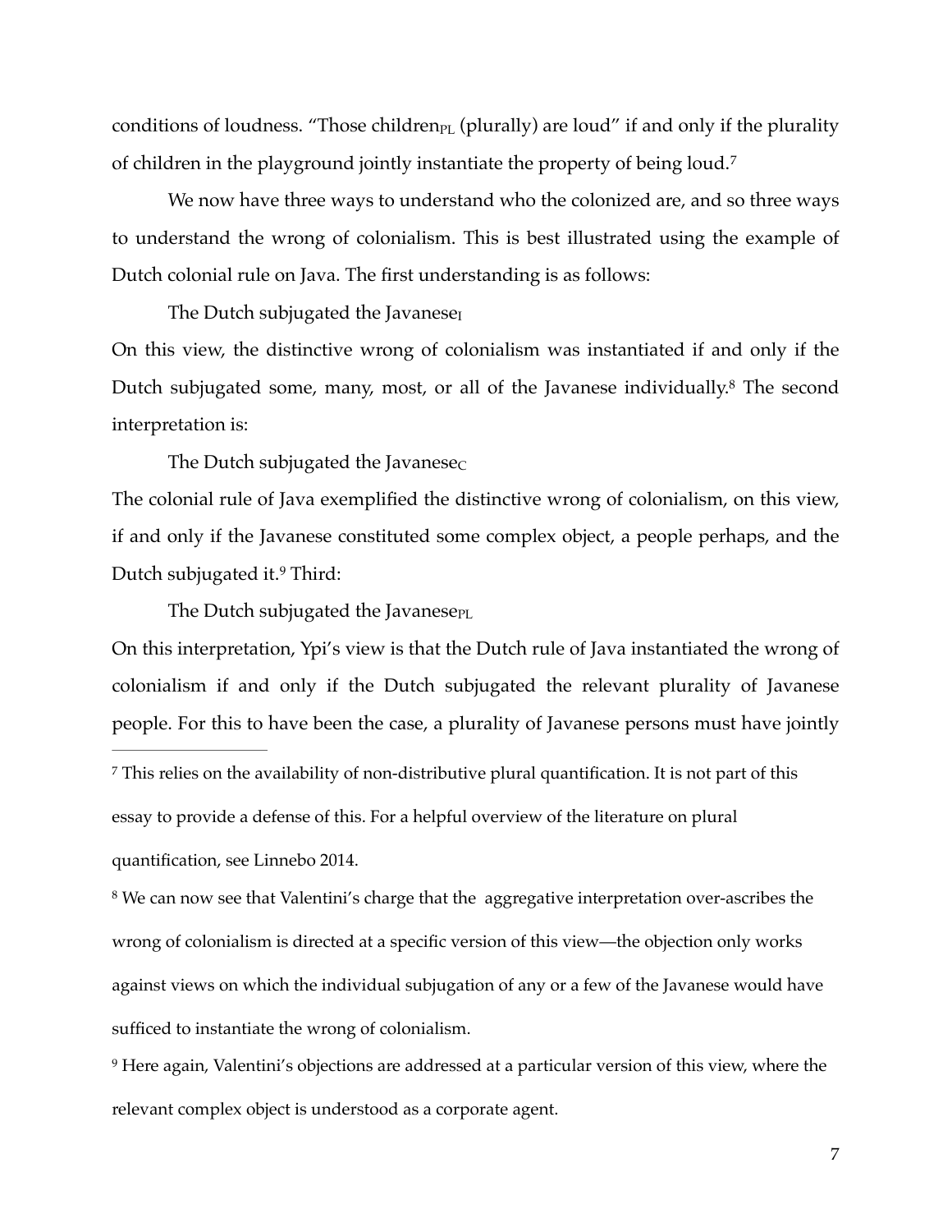conditions of loudness. "Those children$_{PL}$ (plurally) are loud" if and only if the plurality of children in the playground jointly instantiate the property of being loud.[7]

We now have three ways to understand who the colonized are, and so three ways to understand the wrong of colonialism. This is best illustrated using the example of Dutch colonial rule on Java. The first understanding is as follows:

The Dutch subjugated the Javanese$_{I}$

On this view, the distinctive wrong of colonialism was instantiated if and only if the Dutch subjugated some, many, most, or all of the Javanese individually.[8] The second interpretation is:

The Dutch subjugated the Javanese$_{C}$

The colonial rule of Java exemplified the distinctive wrong of colonialism, on this view, if and only if the Javanese constituted some complex object, a people perhaps, and the Dutch subjugated it.[9] Third:

The Dutch subjugated the Javanese$_{PL}$

On this interpretation, Ypi's view is that the Dutch rule of Java instantiated the wrong of colonialism if and only if the Dutch subjugated the relevant plurality of Javanese people. For this to have been the case, a plurality of Javanese persons must have jointly

---

[7] This relies on the availability of non-distributive plural quantification. It is not part of this essay to provide a defense of this. For a helpful overview of the literature on plural quantification, see Linnebo 2014.

[8] We can now see that Valentini's charge that the aggregative interpretation over-ascribes the wrong of colonialism is directed at a specific version of this view—the objection only works against views on which the individual subjugation of any or a few of the Javanese would have sufficed to instantiate the wrong of colonialism.

[9] Here again, Valentini's objections are addressed at a particular version of this view, where the relevant complex object is understood as a corporate agent.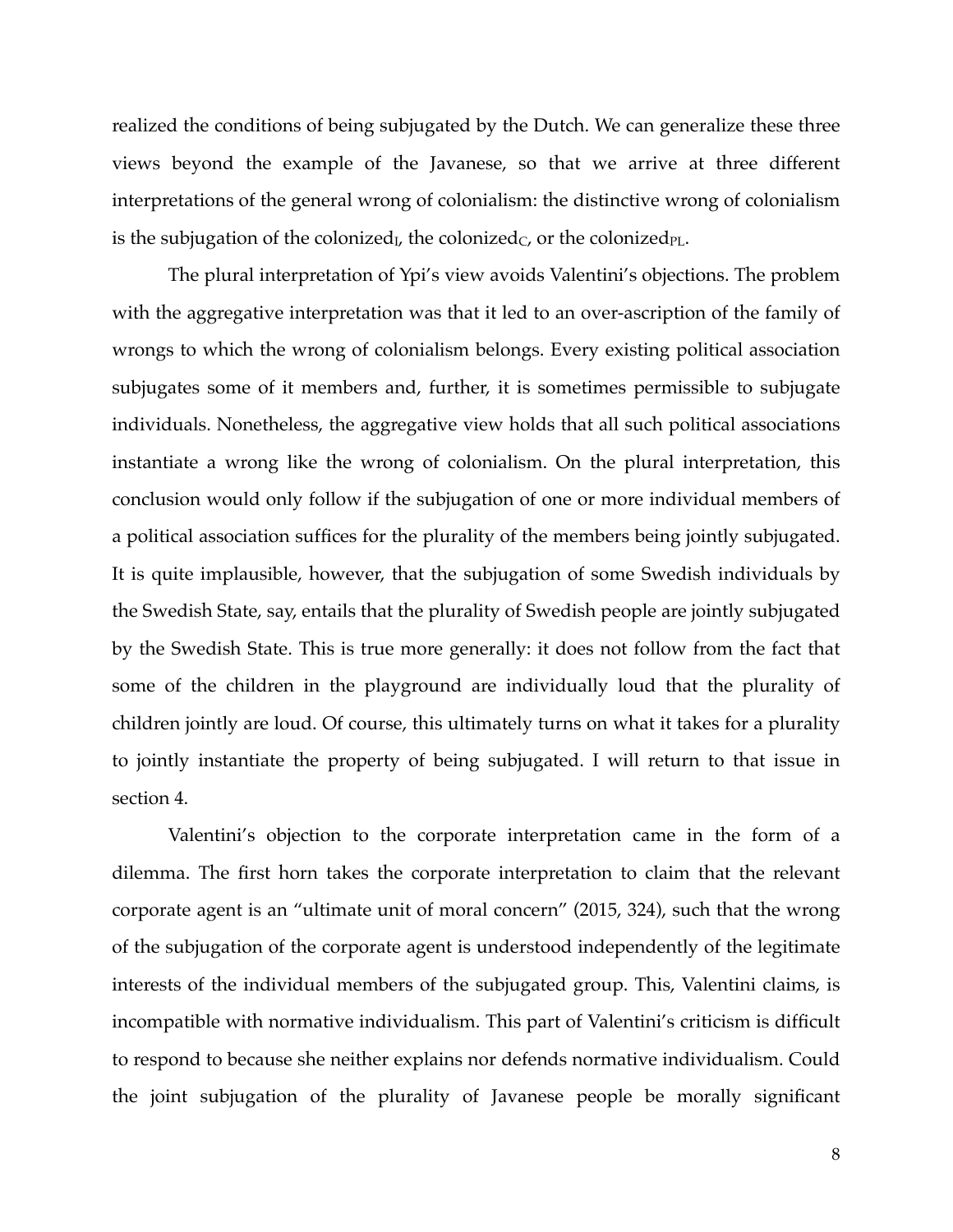realized the conditions of being subjugated by the Dutch. We can generalize these three views beyond the example of the Javanese, so that we arrive at three different interpretations of the general wrong of colonialism: the distinctive wrong of colonialism is the subjugation of the colonized$_I$, the colonized$_C$, or the colonized$_{PL}$.

The plural interpretation of Ypi's view avoids Valentini's objections. The problem with the aggregative interpretation was that it led to an over-ascription of the family of wrongs to which the wrong of colonialism belongs. Every existing political association subjugates some of it members and, further, it is sometimes permissible to subjugate individuals. Nonetheless, the aggregative view holds that all such political associations instantiate a wrong like the wrong of colonialism. On the plural interpretation, this conclusion would only follow if the subjugation of one or more individual members of a political association suffices for the plurality of the members being jointly subjugated. It is quite implausible, however, that the subjugation of some Swedish individuals by the Swedish State, say, entails that the plurality of Swedish people are jointly subjugated by the Swedish State. This is true more generally: it does not follow from the fact that some of the children in the playground are individually loud that the plurality of children jointly are loud. Of course, this ultimately turns on what it takes for a plurality to jointly instantiate the property of being subjugated. I will return to that issue in section 4.

Valentini's objection to the corporate interpretation came in the form of a dilemma. The first horn takes the corporate interpretation to claim that the relevant corporate agent is an "ultimate unit of moral concern" (2015, 324), such that the wrong of the subjugation of the corporate agent is understood independently of the legitimate interests of the individual members of the subjugated group. This, Valentini claims, is incompatible with normative individualism. This part of Valentini's criticism is difficult to respond to because she neither explains nor defends normative individualism. Could the joint subjugation of the plurality of Javanese people be morally significant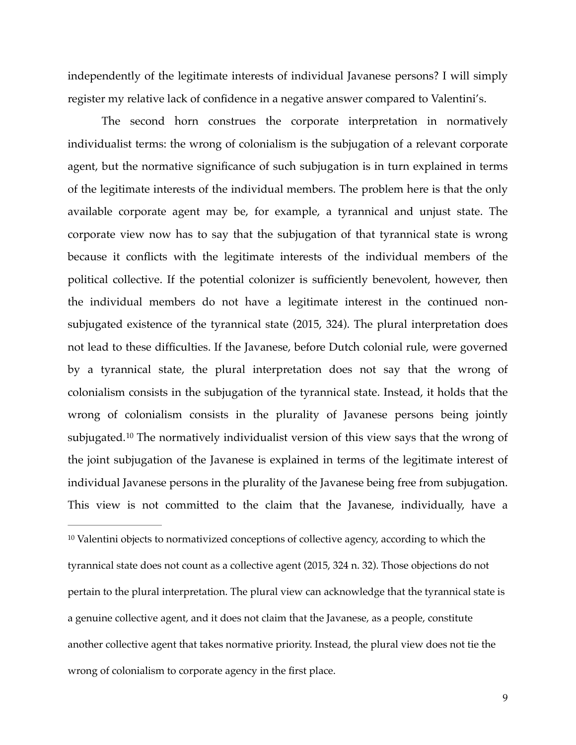independently of the legitimate interests of individual Javanese persons? I will simply register my relative lack of confidence in a negative answer compared to Valentini's.

The second horn construes the corporate interpretation in normatively individualist terms: the wrong of colonialism is the subjugation of a relevant corporate agent, but the normative significance of such subjugation is in turn explained in terms of the legitimate interests of the individual members. The problem here is that the only available corporate agent may be, for example, a tyrannical and unjust state. The corporate view now has to say that the subjugation of that tyrannical state is wrong because it conflicts with the legitimate interests of the individual members of the political collective. If the potential colonizer is sufficiently benevolent, however, then the individual members do not have a legitimate interest in the continued non-subjugated existence of the tyrannical state (2015, 324). The plural interpretation does not lead to these difficulties. If the Javanese, before Dutch colonial rule, were governed by a tyrannical state, the plural interpretation does not say that the wrong of colonialism consists in the subjugation of the tyrannical state. Instead, it holds that the wrong of colonialism consists in the plurality of Javanese persons being jointly subjugated.[10] The normatively individualist version of this view says that the wrong of the joint subjugation of the Javanese is explained in terms of the legitimate interest of individual Javanese persons in the plurality of the Javanese being free from subjugation. This view is not committed to the claim that the Javanese, individually, have a

[10] Valentini objects to normativized conceptions of collective agency, according to which the tyrannical state does not count as a collective agent (2015, 324 n. 32). Those objections do not pertain to the plural interpretation. The plural view can acknowledge that the tyrannical state is a genuine collective agent, and it does not claim that the Javanese, as a people, constitute another collective agent that takes normative priority. Instead, the plural view does not tie the wrong of colonialism to corporate agency in the first place.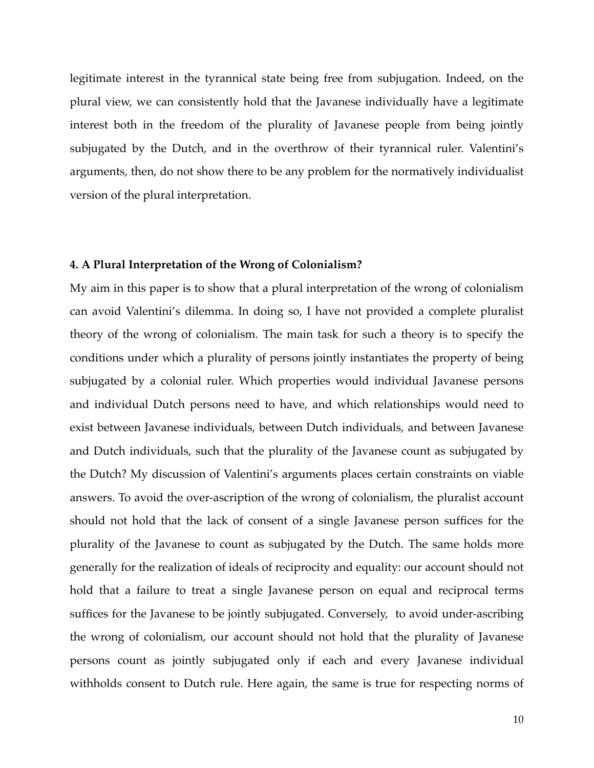legitimate interest in the tyrannical state being free from subjugation. Indeed, on the plural view, we can consistently hold that the Javanese individually have a legitimate interest both in the freedom of the plurality of Javanese people from being jointly subjugated by the Dutch, and in the overthrow of their tyrannical ruler. Valentini's arguments, then, do not show there to be any problem for the normatively individualist version of the plural interpretation.

#### 4. A Plural Interpretation of the Wrong of Colonialism?

My aim in this paper is to show that a plural interpretation of the wrong of colonialism can avoid Valentini's dilemma. In doing so, I have not provided a complete pluralist theory of the wrong of colonialism. The main task for such a theory is to specify the conditions under which a plurality of persons jointly instantiates the property of being subjugated by a colonial ruler. Which properties would individual Javanese persons and individual Dutch persons need to have, and which relationships would need to exist between Javanese individuals, between Dutch individuals, and between Javanese and Dutch individuals, such that the plurality of the Javanese count as subjugated by the Dutch? My discussion of Valentini's arguments places certain constraints on viable answers. To avoid the over-ascription of the wrong of colonialism, the pluralist account should not hold that the lack of consent of a single Javanese person suffices for the plurality of the Javanese to count as subjugated by the Dutch. The same holds more generally for the realization of ideals of reciprocity and equality: our account should not hold that a failure to treat a single Javanese person on equal and reciprocal terms suffices for the Javanese to be jointly subjugated. Conversely, to avoid under-ascribing the wrong of colonialism, our account should not hold that the plurality of Javanese persons count as jointly subjugated only if each and every Javanese individual withholds consent to Dutch rule. Here again, the same is true for respecting norms of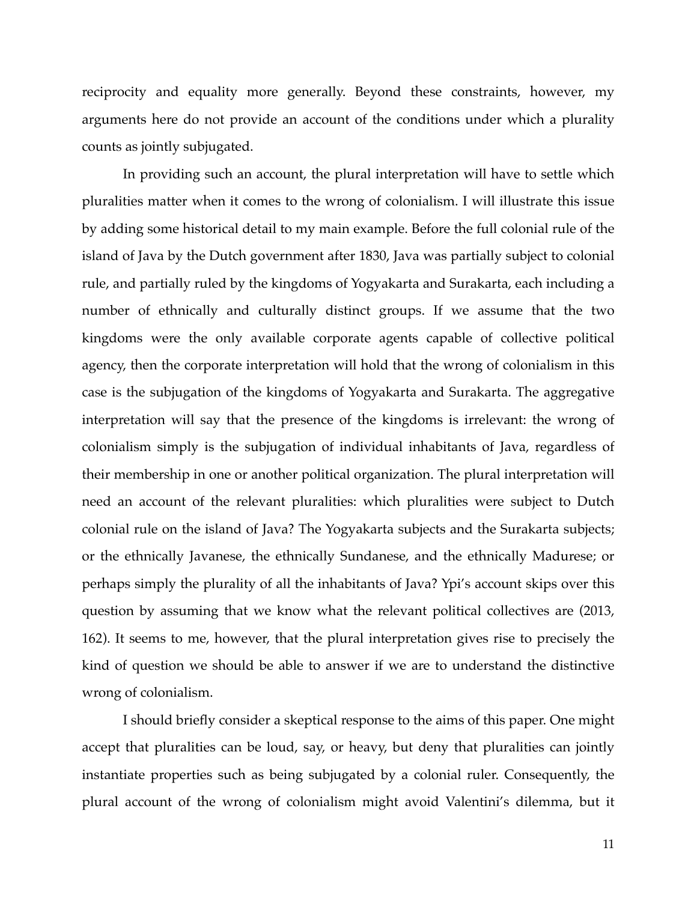reciprocity and equality more generally. Beyond these constraints, however, my arguments here do not provide an account of the conditions under which a plurality counts as jointly subjugated.

In providing such an account, the plural interpretation will have to settle which pluralities matter when it comes to the wrong of colonialism. I will illustrate this issue by adding some historical detail to my main example. Before the full colonial rule of the island of Java by the Dutch government after 1830, Java was partially subject to colonial rule, and partially ruled by the kingdoms of Yogyakarta and Surakarta, each including a number of ethnically and culturally distinct groups. If we assume that the two kingdoms were the only available corporate agents capable of collective political agency, then the corporate interpretation will hold that the wrong of colonialism in this case is the subjugation of the kingdoms of Yogyakarta and Surakarta. The aggregative interpretation will say that the presence of the kingdoms is irrelevant: the wrong of colonialism simply is the subjugation of individual inhabitants of Java, regardless of their membership in one or another political organization. The plural interpretation will need an account of the relevant pluralities: which pluralities were subject to Dutch colonial rule on the island of Java? The Yogyakarta subjects and the Surakarta subjects; or the ethnically Javanese, the ethnically Sundanese, and the ethnically Madurese; or perhaps simply the plurality of all the inhabitants of Java? Ypi's account skips over this question by assuming that we know what the relevant political collectives are (2013, 162). It seems to me, however, that the plural interpretation gives rise to precisely the kind of question we should be able to answer if we are to understand the distinctive wrong of colonialism.

I should briefly consider a skeptical response to the aims of this paper. One might accept that pluralities can be loud, say, or heavy, but deny that pluralities can jointly instantiate properties such as being subjugated by a colonial ruler. Consequently, the plural account of the wrong of colonialism might avoid Valentini's dilemma, but it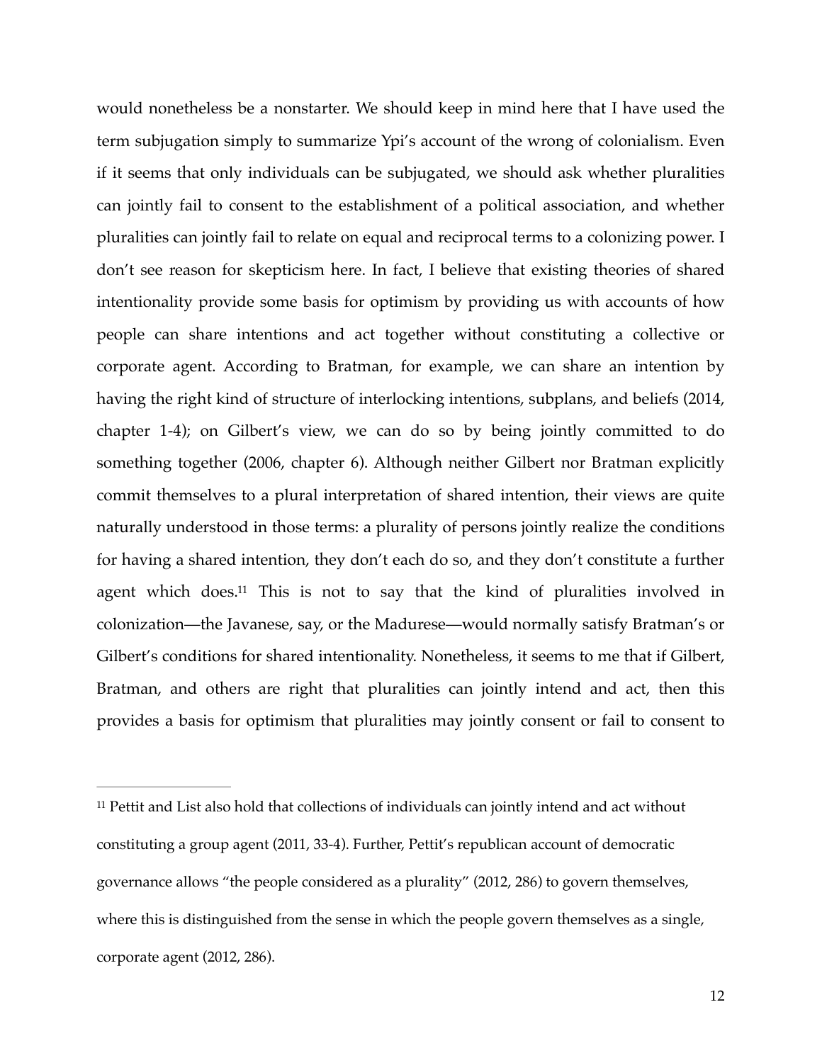would nonetheless be a nonstarter. We should keep in mind here that I have used the term subjugation simply to summarize Ypi's account of the wrong of colonialism. Even if it seems that only individuals can be subjugated, we should ask whether pluralities can jointly fail to consent to the establishment of a political association, and whether pluralities can jointly fail to relate on equal and reciprocal terms to a colonizing power. I don't see reason for skepticism here. In fact, I believe that existing theories of shared intentionality provide some basis for optimism by providing us with accounts of how people can share intentions and act together without constituting a collective or corporate agent. According to Bratman, for example, we can share an intention by having the right kind of structure of interlocking intentions, subplans, and beliefs (2014, chapter 1-4); on Gilbert's view, we can do so by being jointly committed to do something together (2006, chapter 6). Although neither Gilbert nor Bratman explicitly commit themselves to a plural interpretation of shared intention, their views are quite naturally understood in those terms: a plurality of persons jointly realize the conditions for having a shared intention, they don't each do so, and they don't constitute a further agent which does.[11] This is not to say that the kind of pluralities involved in colonization—the Javanese, say, or the Madurese—would normally satisfy Bratman's or Gilbert's conditions for shared intentionality. Nonetheless, it seems to me that if Gilbert, Bratman, and others are right that pluralities can jointly intend and act, then this provides a basis for optimism that pluralities may jointly consent or fail to consent to

---

[11] Pettit and List also hold that collections of individuals can jointly intend and act without constituting a group agent (2011, 33-4). Further, Pettit's republican account of democratic governance allows "the people considered as a plurality" (2012, 286) to govern themselves, where this is distinguished from the sense in which the people govern themselves as a single, corporate agent (2012, 286).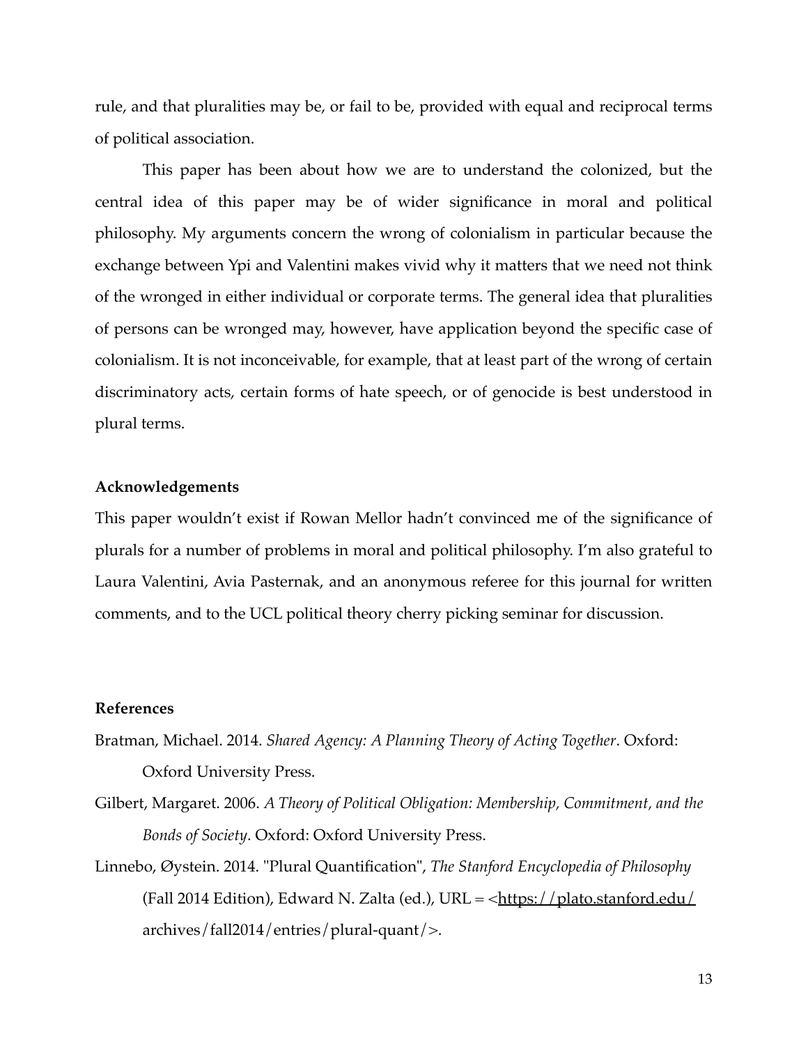rule, and that pluralities may be, or fail to be, provided with equal and reciprocal terms of political association.

This paper has been about how we are to understand the colonized, but the central idea of this paper may be of wider significance in moral and political philosophy. My arguments concern the wrong of colonialism in particular because the exchange between Ypi and Valentini makes vivid why it matters that we need not think of the wronged in either individual or corporate terms. The general idea that pluralities of persons can be wronged may, however, have application beyond the specific case of colonialism. It is not inconceivable, for example, that at least part of the wrong of certain discriminatory acts, certain forms of hate speech, or of genocide is best understood in plural terms.

**Acknowledgements**

This paper wouldn't exist if Rowan Mellor hadn't convinced me of the significance of plurals for a number of problems in moral and political philosophy. I'm also grateful to Laura Valentini, Avia Pasternak, and an anonymous referee for this journal for written comments, and to the UCL political theory cherry picking seminar for discussion.

**References**

Bratman, Michael. 2014. *Shared Agency: A Planning Theory of Acting Together*. Oxford: Oxford University Press.

Gilbert, Margaret. 2006. *A Theory of Political Obligation: Membership, Commitment, and the Bonds of Society*. Oxford: Oxford University Press.

Linnebo, Øystein. 2014. "Plural Quantification", *The Stanford Encyclopedia of Philosophy* (Fall 2014 Edition), Edward N. Zalta (ed.), URL = <https://plato.stanford.edu/archives/fall2014/entries/plural-quant/>.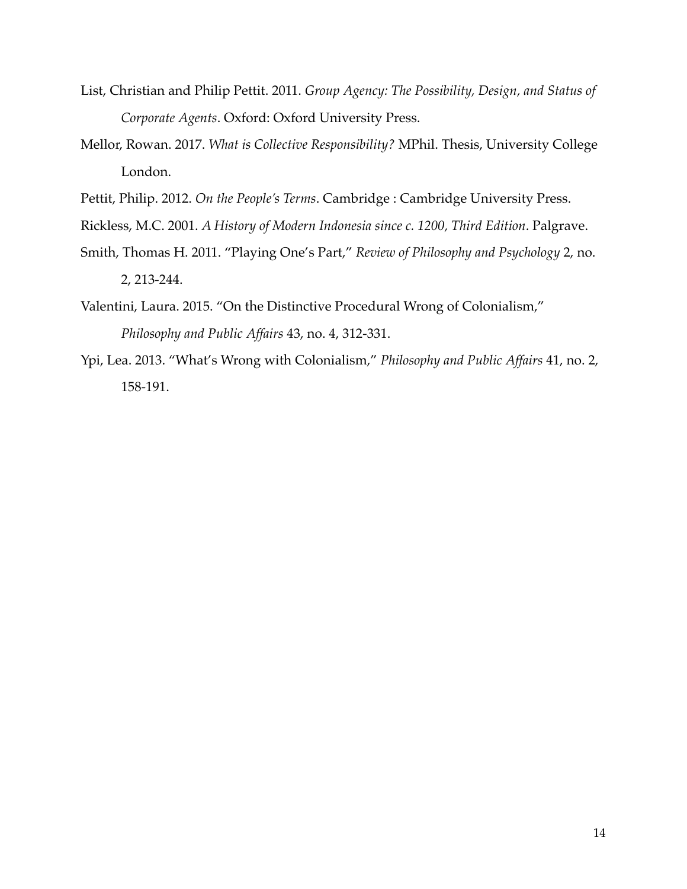List, Christian and Philip Pettit. 2011. *Group Agency: The Possibility, Design, and Status of Corporate Agents*. Oxford: Oxford University Press.

Mellor, Rowan. 2017. *What is Collective Responsibility?* MPhil. Thesis, University College London.

Pettit, Philip. 2012. *On the People's Terms*. Cambridge : Cambridge University Press.

Rickless, M.C. 2001. *A History of Modern Indonesia since c. 1200, Third Edition*. Palgrave.

Smith, Thomas H. 2011. "Playing One's Part," *Review of Philosophy and Psychology* 2, no. 2, 213-244.

Valentini, Laura. 2015. "On the Distinctive Procedural Wrong of Colonialism," *Philosophy and Public Affairs* 43, no. 4, 312-331.

Ypi, Lea. 2013. "What's Wrong with Colonialism," *Philosophy and Public Affairs* 41, no. 2, 158-191.